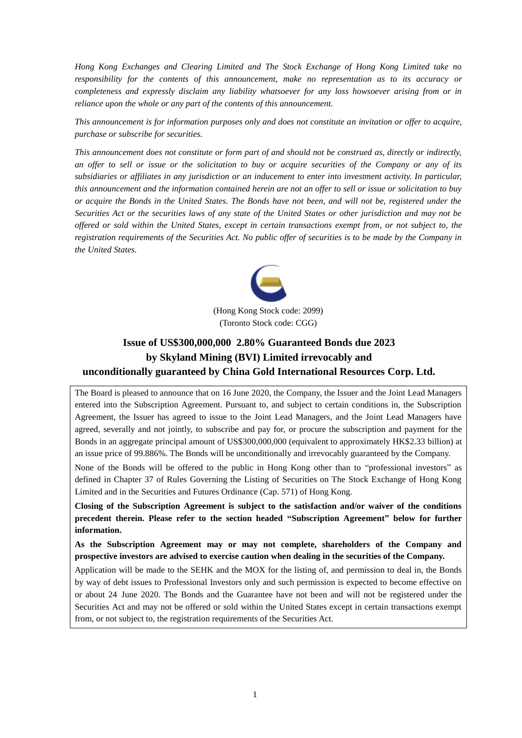*Hong Kong Exchanges and Clearing Limited and The Stock Exchange of Hong Kong Limited take no responsibility for the contents of this announcement, make no representation as to its accuracy or completeness and expressly disclaim any liability whatsoever for any loss howsoever arising from or in reliance upon the whole or any part of the contents of this announcement.*

*This announcement is for information purposes only and does not constitute an invitation or offer to acquire, purchase or subscribe for securities.*

*This announcement does not constitute or form part of and should not be construed as, directly or indirectly, an offer to sell or issue or the solicitation to buy or acquire securities of the Company or any of its subsidiaries or affiliates in any jurisdiction or an inducement to enter into investment activity. In particular, this announcement and the information contained herein are not an offer to sell or issue or solicitation to buy or acquire the Bonds in the United States. The Bonds have not been, and will not be, registered under the Securities Act or the securities laws of any state of the United States or other jurisdiction and may not be offered or sold within the United States, except in certain transactions exempt from, or not subject to, the registration requirements of the Securities Act. No public offer of securities is to be made by the Company in the United States.*

(Hong Kong Stock code: 2099)
(Toronto Stock code: CGG)

# Issue of US$300,000,000 2.80% Guaranteed Bonds due 2023 by Skyland Mining (BVI) Limited irrevocably and unconditionally guaranteed by China Gold International Resources Corp. Ltd.

The Board is pleased to announce that on 16 June 2020, the Company, the Issuer and the Joint Lead Managers entered into the Subscription Agreement. Pursuant to, and subject to certain conditions in, the Subscription Agreement, the Issuer has agreed to issue to the Joint Lead Managers, and the Joint Lead Managers have agreed, severally and not jointly, to subscribe and pay for, or procure the subscription and payment for the Bonds in an aggregate principal amount of US$300,000,000 (equivalent to approximately HK$2.33 billion) at an issue price of 99.886%. The Bonds will be unconditionally and irrevocably guaranteed by the Company.

None of the Bonds will be offered to the public in Hong Kong other than to "professional investors" as defined in Chapter 37 of Rules Governing the Listing of Securities on The Stock Exchange of Hong Kong Limited and in the Securities and Futures Ordinance (Cap. 571) of Hong Kong.

**Closing of the Subscription Agreement is subject to the satisfaction and/or waiver of the conditions precedent therein. Please refer to the section headed "Subscription Agreement" below for further information.**

**As the Subscription Agreement may or may not complete, shareholders of the Company and prospective investors are advised to exercise caution when dealing in the securities of the Company.**

Application will be made to the SEHK and the MOX for the listing of, and permission to deal in, the Bonds by way of debt issues to Professional Investors only and such permission is expected to become effective on or about 24 June 2020. The Bonds and the Guarantee have not been and will not be registered under the Securities Act and may not be offered or sold within the United States except in certain transactions exempt from, or not subject to, the registration requirements of the Securities Act.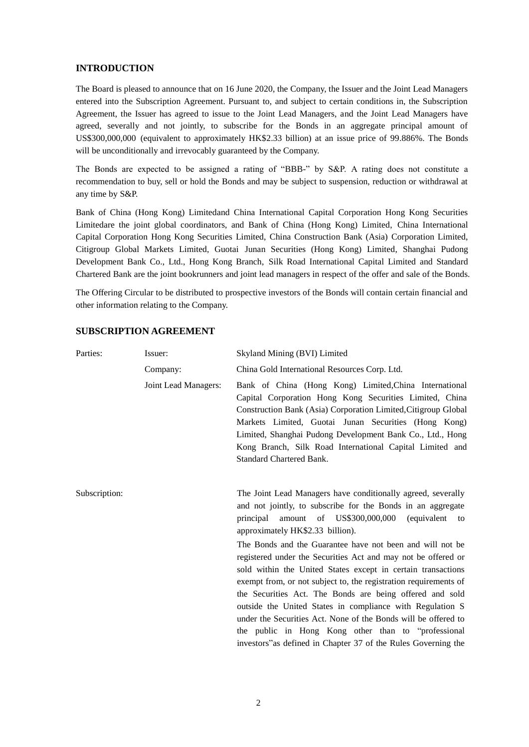## INTRODUCTION

The Board is pleased to announce that on 16 June 2020, the Company, the Issuer and the Joint Lead Managers entered into the Subscription Agreement. Pursuant to, and subject to certain conditions in, the Subscription Agreement, the Issuer has agreed to issue to the Joint Lead Managers, and the Joint Lead Managers have agreed, severally and not jointly, to subscribe for the Bonds in an aggregate principal amount of US$300,000,000 (equivalent to approximately HK$2.33 billion) at an issue price of 99.886%. The Bonds will be unconditionally and irrevocably guaranteed by the Company.

The Bonds are expected to be assigned a rating of "BBB-" by S&P. A rating does not constitute a recommendation to buy, sell or hold the Bonds and may be subject to suspension, reduction or withdrawal at any time by S&P.

Bank of China (Hong Kong) Limitedand China International Capital Corporation Hong Kong Securities Limitedare the joint global coordinators, and Bank of China (Hong Kong) Limited, China International Capital Corporation Hong Kong Securities Limited, China Construction Bank (Asia) Corporation Limited, Citigroup Global Markets Limited, Guotai Junan Securities (Hong Kong) Limited, Shanghai Pudong Development Bank Co., Ltd., Hong Kong Branch, Silk Road International Capital Limited and Standard Chartered Bank are the joint bookrunners and joint lead managers in respect of the offer and sale of the Bonds.

The Offering Circular to be distributed to prospective investors of the Bonds will contain certain financial and other information relating to the Company.

## SUBSCRIPTION AGREEMENT

| | | |
|---|---|---|
| Parties: | Issuer: | Skyland Mining (BVI) Limited |
| | Company: | China Gold International Resources Corp. Ltd. |
| | Joint Lead Managers: | Bank of China (Hong Kong) Limited,China International Capital Corporation Hong Kong Securities Limited, China Construction Bank (Asia) Corporation Limited,Citigroup Global Markets Limited, Guotai Junan Securities (Hong Kong) Limited, Shanghai Pudong Development Bank Co., Ltd., Hong Kong Branch, Silk Road International Capital Limited and Standard Chartered Bank. |
| Subscription: | | The Joint Lead Managers have conditionally agreed, severally and not jointly, to subscribe for the Bonds in an aggregate principal amount of US$300,000,000 (equivalent to approximately HK$2.33 billion).<br><br>The Bonds and the Guarantee have not been and will not be registered under the Securities Act and may not be offered or sold within the United States except in certain transactions exempt from, or not subject to, the registration requirements of the Securities Act. The Bonds are being offered and sold outside the United States in compliance with Regulation S under the Securities Act. None of the Bonds will be offered to the public in Hong Kong other than to "professional investors"as defined in Chapter 37 of the Rules Governing the |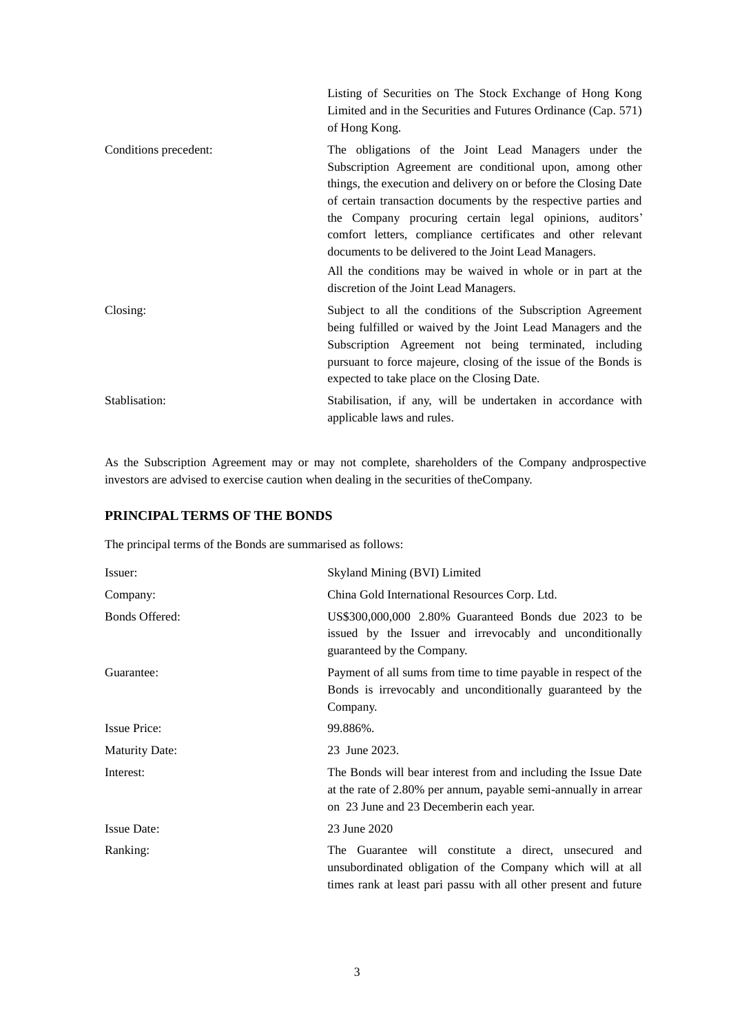| | |
|---|---|
| | Listing of Securities on The Stock Exchange of Hong Kong Limited and in the Securities and Futures Ordinance (Cap. 571) of Hong Kong. |
| Conditions precedent: | The obligations of the Joint Lead Managers under the Subscription Agreement are conditional upon, among other things, the execution and delivery on or before the Closing Date of certain transaction documents by the respective parties and the Company procuring certain legal opinions, auditors' comfort letters, compliance certificates and other relevant documents to be delivered to the Joint Lead Managers.<br><br>All the conditions may be waived in whole or in part at the discretion of the Joint Lead Managers. |
| Closing: | Subject to all the conditions of the Subscription Agreement being fulfilled or waived by the Joint Lead Managers and the Subscription Agreement not being terminated, including pursuant to force majeure, closing of the issue of the Bonds is expected to take place on the Closing Date. |
| Stablisation: | Stabilisation, if any, will be undertaken in accordance with applicable laws and rules. |

As the Subscription Agreement may or may not complete, shareholders of the Company andprospective investors are advised to exercise caution when dealing in the securities of theCompany.

## PRINCIPAL TERMS OF THE BONDS

The principal terms of the Bonds are summarised as follows:

| | |
|---|---|
| Issuer: | Skyland Mining (BVI) Limited |
| Company: | China Gold International Resources Corp. Ltd. |
| Bonds Offered: | US$300,000,000 2.80% Guaranteed Bonds due 2023 to be issued by the Issuer and irrevocably and unconditionally guaranteed by the Company. |
| Guarantee: | Payment of all sums from time to time payable in respect of the Bonds is irrevocably and unconditionally guaranteed by the Company. |
| Issue Price: | 99.886%. |
| Maturity Date: | 23 June 2023. |
| Interest: | The Bonds will bear interest from and including the Issue Date at the rate of 2.80% per annum, payable semi-annually in arrear on 23 June and 23 Decemberin each year. |
| Issue Date: | 23 June 2020 |
| Ranking: | The Guarantee will constitute a direct, unsecured and unsubordinated obligation of the Company which will at all times rank at least pari passu with all other present and future |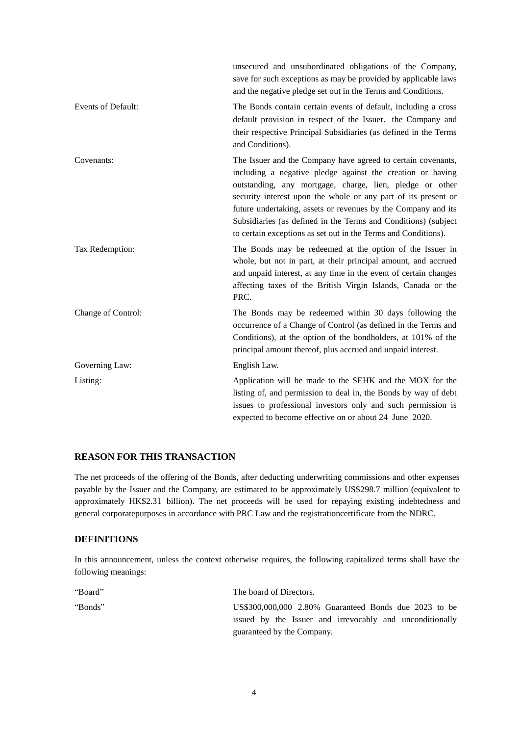| | |
|---|---|
| | unsecured and unsubordinated obligations of the Company, save for such exceptions as may be provided by applicable laws and the negative pledge set out in the Terms and Conditions. |
| Events of Default: | The Bonds contain certain events of default, including a cross default provision in respect of the Issuer, the Company and their respective Principal Subsidiaries (as defined in the Terms and Conditions). |
| Covenants: | The Issuer and the Company have agreed to certain covenants, including a negative pledge against the creation or having outstanding, any mortgage, charge, lien, pledge or other security interest upon the whole or any part of its present or future undertaking, assets or revenues by the Company and its Subsidiaries (as defined in the Terms and Conditions) (subject to certain exceptions as set out in the Terms and Conditions). |
| Tax Redemption: | The Bonds may be redeemed at the option of the Issuer in whole, but not in part, at their principal amount, and accrued and unpaid interest, at any time in the event of certain changes affecting taxes of the British Virgin Islands, Canada or the PRC. |
| Change of Control: | The Bonds may be redeemed within 30 days following the occurrence of a Change of Control (as defined in the Terms and Conditions), at the option of the bondholders, at 101% of the principal amount thereof, plus accrued and unpaid interest. |
| Governing Law: | English Law. |
| Listing: | Application will be made to the SEHK and the MOX for the listing of, and permission to deal in, the Bonds by way of debt issues to professional investors only and such permission is expected to become effective on or about 24 June 2020. |

## REASON FOR THIS TRANSACTION

The net proceeds of the offering of the Bonds, after deducting underwriting commissions and other expenses payable by the Issuer and the Company, are estimated to be approximately US$298.7 million (equivalent to approximately HK$2.31 billion). The net proceeds will be used for repaying existing indebtedness and general corporatepurposes in accordance with PRC Law and the registrationcertificate from the NDRC.

## DEFINITIONS

In this announcement, unless the context otherwise requires, the following capitalized terms shall have the following meanings:

| | |
|---|---|
| "Board" | The board of Directors. |
| "Bonds" | US$300,000,000 2.80% Guaranteed Bonds due 2023 to be issued by the Issuer and irrevocably and unconditionally guaranteed by the Company. |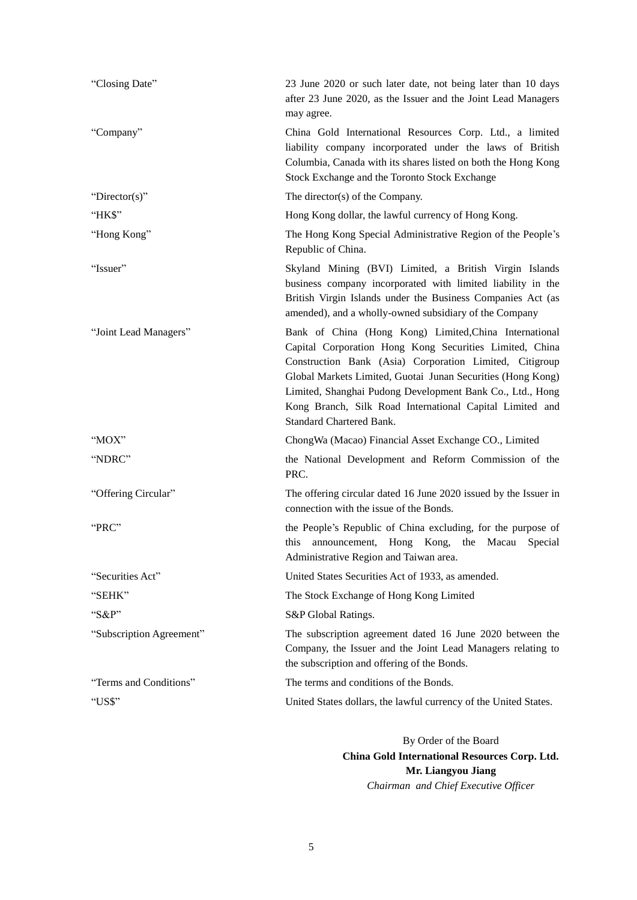| | |
|---|---|
| "Closing Date" | 23 June 2020 or such later date, not being later than 10 days after 23 June 2020, as the Issuer and the Joint Lead Managers may agree. |
| "Company" | China Gold International Resources Corp. Ltd., a limited liability company incorporated under the laws of British Columbia, Canada with its shares listed on both the Hong Kong Stock Exchange and the Toronto Stock Exchange |
| "Director(s)" | The director(s) of the Company. |
| "HK$" | Hong Kong dollar, the lawful currency of Hong Kong. |
| "Hong Kong" | The Hong Kong Special Administrative Region of the People's Republic of China. |
| "Issuer" | Skyland Mining (BVI) Limited, a British Virgin Islands business company incorporated with limited liability in the British Virgin Islands under the Business Companies Act (as amended), and a wholly-owned subsidiary of the Company |
| "Joint Lead Managers" | Bank of China (Hong Kong) Limited,China International Capital Corporation Hong Kong Securities Limited, China Construction Bank (Asia) Corporation Limited, Citigroup Global Markets Limited, Guotai Junan Securities (Hong Kong) Limited, Shanghai Pudong Development Bank Co., Ltd., Hong Kong Branch, Silk Road International Capital Limited and Standard Chartered Bank. |
| "MOX" | ChongWa (Macao) Financial Asset Exchange CO., Limited |
| "NDRC" | the National Development and Reform Commission of the PRC. |
| "Offering Circular" | The offering circular dated 16 June 2020 issued by the Issuer in connection with the issue of the Bonds. |
| "PRC" | the People's Republic of China excluding, for the purpose of this announcement, Hong Kong, the Macau Special Administrative Region and Taiwan area. |
| "Securities Act" | United States Securities Act of 1933, as amended. |
| "SEHK" | The Stock Exchange of Hong Kong Limited |
| "S&P" | S&P Global Ratings. |
| "Subscription Agreement" | The subscription agreement dated 16 June 2020 between the Company, the Issuer and the Joint Lead Managers relating to the subscription and offering of the Bonds. |
| "Terms and Conditions" | The terms and conditions of the Bonds. |
| "US$" | United States dollars, the lawful currency of the United States. |

By Order of the Board
**China Gold International Resources Corp. Ltd.**
**Mr. Liangyou Jiang**
*Chairman and Chief Executive Officer*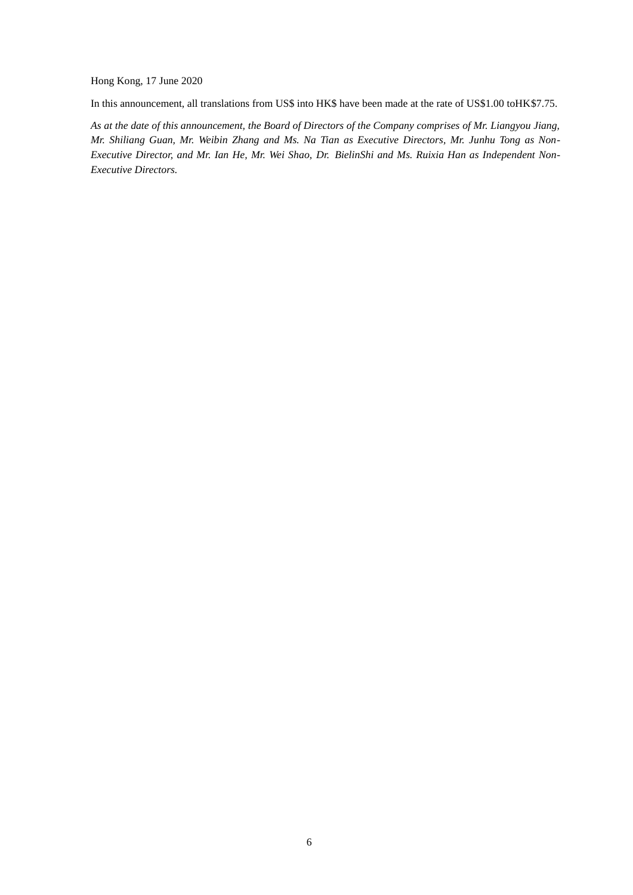Hong Kong, 17 June 2020

In this announcement, all translations from US$ into HK$ have been made at the rate of US$1.00 toHK$7.75.

*As at the date of this announcement, the Board of Directors of the Company comprises of Mr. Liangyou Jiang, Mr. Shiliang Guan, Mr. Weibin Zhang and Ms. Na Tian as Executive Directors, Mr. Junhu Tong as Non-Executive Director, and Mr. Ian He, Mr. Wei Shao, Dr. BielinShi and Ms. Ruixia Han as Independent Non-Executive Directors.*